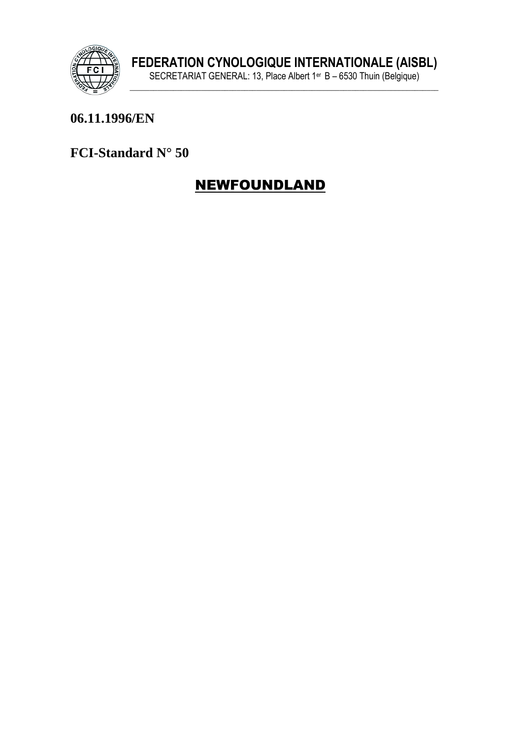**FEDERATION CYNOLOGIQUE INTERNATIONALE (AISBL)**
SECRETARIAT GENERAL: 13, Place Albert 1er B – 6530 Thuin (Belgique)

**06.11.1996/EN**

**FCI-Standard N° 50**

# NEWFOUNDLAND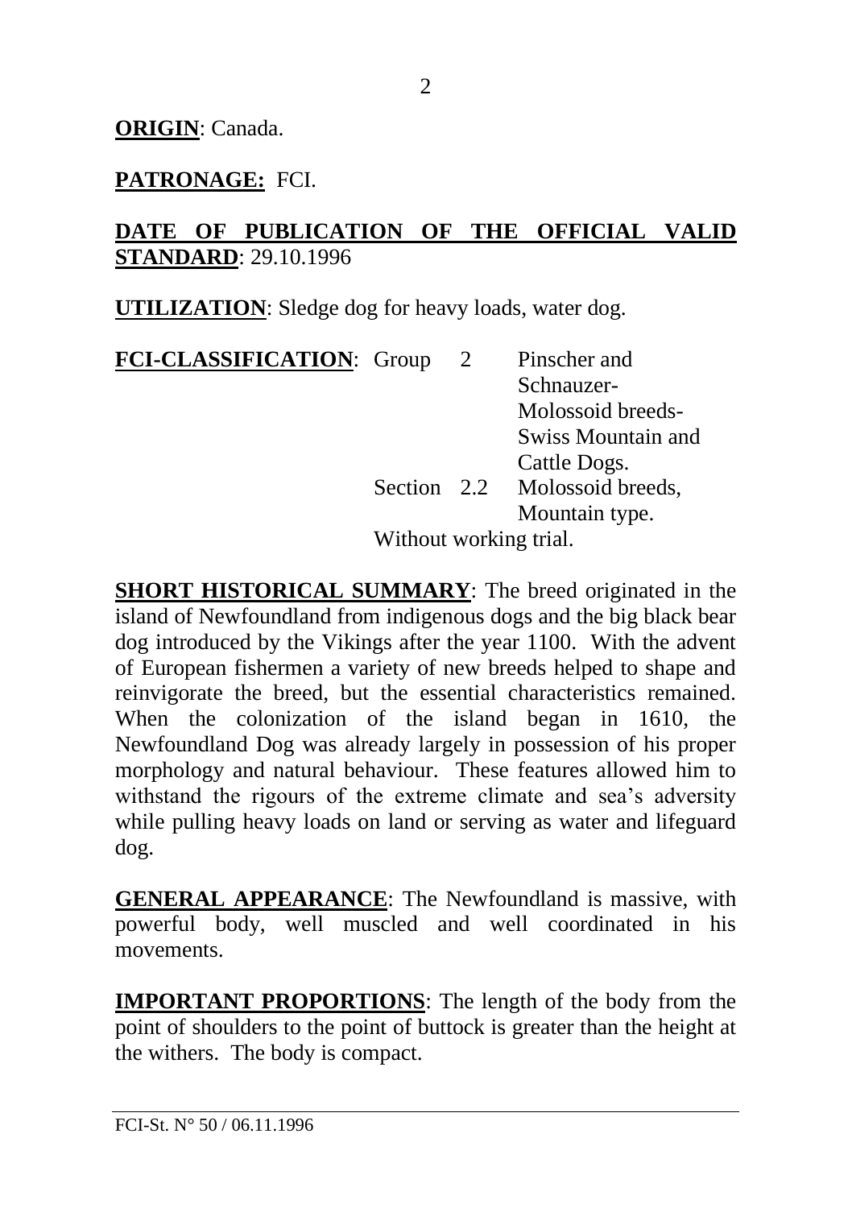**ORIGIN**: Canada.

**PATRONAGE:** FCI.

**DATE OF PUBLICATION OF THE OFFICIAL VALID STANDARD**: 29.10.1996

**UTILIZATION**: Sledge dog for heavy loads, water dog.

**FCI-CLASSIFICATION**: Group 2 Pinscher and Schnauzer-Molossoid breeds-Swiss Mountain and Cattle Dogs.
Section 2.2 Molossoid breeds, Mountain type.
Without working trial.

**SHORT HISTORICAL SUMMARY**: The breed originated in the island of Newfoundland from indigenous dogs and the big black bear dog introduced by the Vikings after the year 1100. With the advent of European fishermen a variety of new breeds helped to shape and reinvigorate the breed, but the essential characteristics remained. When the colonization of the island began in 1610, the Newfoundland Dog was already largely in possession of his proper morphology and natural behaviour. These features allowed him to withstand the rigours of the extreme climate and sea's adversity while pulling heavy loads on land or serving as water and lifeguard dog.

**GENERAL APPEARANCE**: The Newfoundland is massive, with powerful body, well muscled and well coordinated in his movements.

**IMPORTANT PROPORTIONS**: The length of the body from the point of shoulders to the point of buttock is greater than the height at the withers. The body is compact.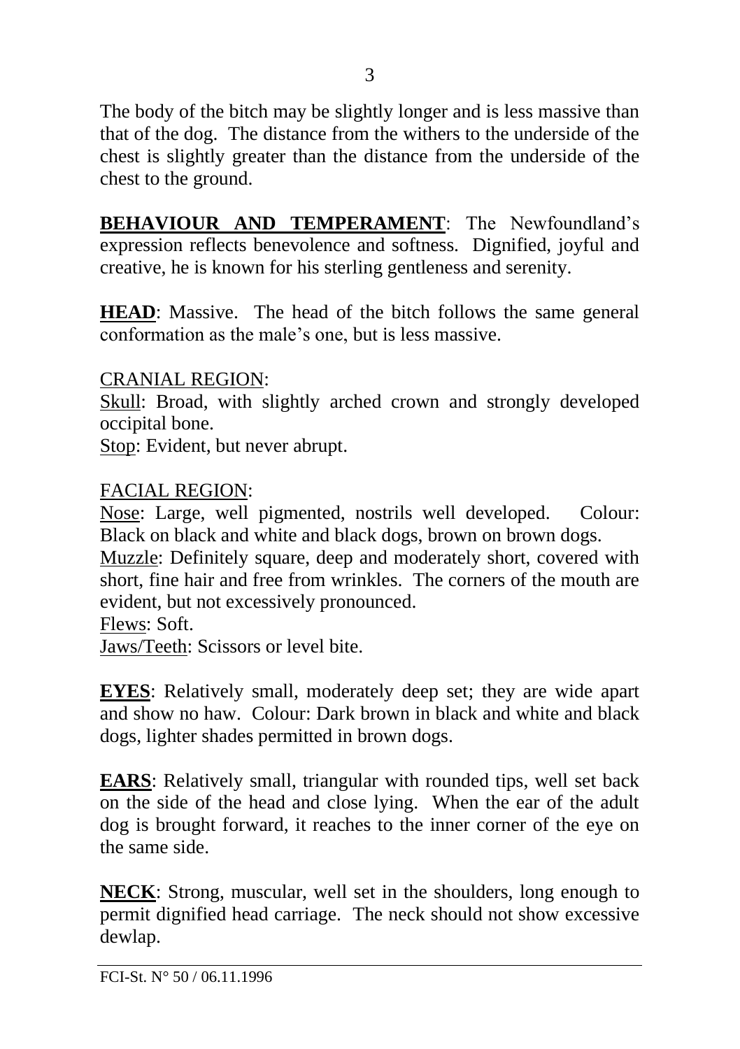The body of the bitch may be slightly longer and is less massive than that of the dog. The distance from the withers to the underside of the chest is slightly greater than the distance from the underside of the chest to the ground.

**BEHAVIOUR AND TEMPERAMENT**: The Newfoundland's expression reflects benevolence and softness. Dignified, joyful and creative, he is known for his sterling gentleness and serenity.

**HEAD**: Massive. The head of the bitch follows the same general conformation as the male's one, but is less massive.

CRANIAL REGION:

Skull: Broad, with slightly arched crown and strongly developed occipital bone.
Stop: Evident, but never abrupt.

FACIAL REGION:

Nose: Large, well pigmented, nostrils well developed. Colour: Black on black and white and black dogs, brown on brown dogs.
Muzzle: Definitely square, deep and moderately short, covered with short, fine hair and free from wrinkles. The corners of the mouth are evident, but not excessively pronounced.
Flews: Soft.
Jaws/Teeth: Scissors or level bite.

**EYES**: Relatively small, moderately deep set; they are wide apart and show no haw. Colour: Dark brown in black and white and black dogs, lighter shades permitted in brown dogs.

**EARS**: Relatively small, triangular with rounded tips, well set back on the side of the head and close lying. When the ear of the adult dog is brought forward, it reaches to the inner corner of the eye on the same side.

**NECK**: Strong, muscular, well set in the shoulders, long enough to permit dignified head carriage. The neck should not show excessive dewlap.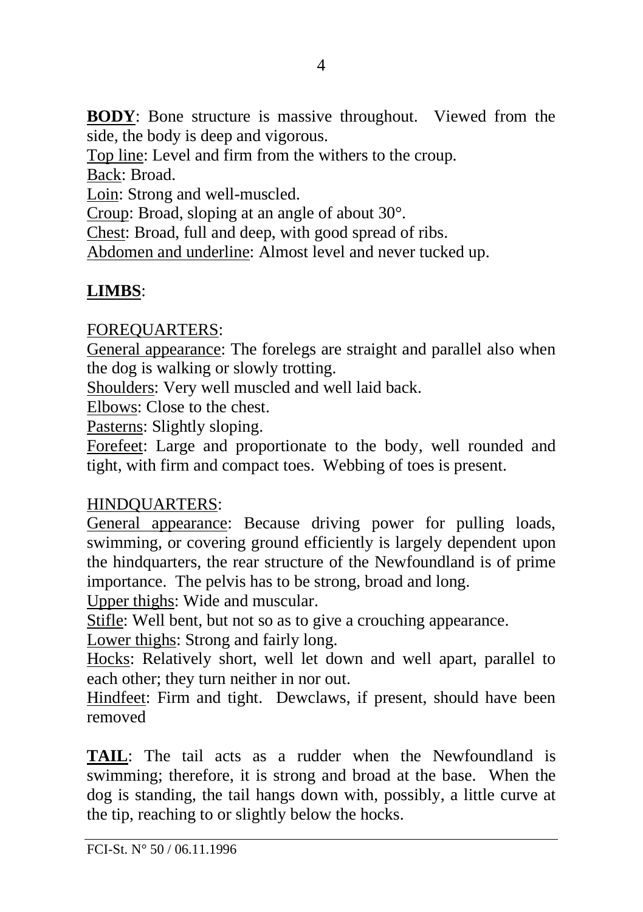**BODY**: Bone structure is massive throughout. Viewed from the side, the body is deep and vigorous.

Top line: Level and firm from the withers to the croup.

Back: Broad.

Loin: Strong and well-muscled.

Croup: Broad, sloping at an angle of about 30°.

Chest: Broad, full and deep, with good spread of ribs.

Abdomen and underline: Almost level and never tucked up.

**LIMBS**:

FOREQUARTERS:

General appearance: The forelegs are straight and parallel also when the dog is walking or slowly trotting.

Shoulders: Very well muscled and well laid back.

Elbows: Close to the chest.

Pasterns: Slightly sloping.

Forefeet: Large and proportionate to the body, well rounded and tight, with firm and compact toes. Webbing of toes is present.

HINDQUARTERS:

General appearance: Because driving power for pulling loads, swimming, or covering ground efficiently is largely dependent upon the hindquarters, the rear structure of the Newfoundland is of prime importance. The pelvis has to be strong, broad and long.

Upper thighs: Wide and muscular.

Stifle: Well bent, but not so as to give a crouching appearance.

Lower thighs: Strong and fairly long.

Hocks: Relatively short, well let down and well apart, parallel to each other; they turn neither in nor out.

Hindfeet: Firm and tight. Dewclaws, if present, should have been removed

**TAIL**: The tail acts as a rudder when the Newfoundland is swimming; therefore, it is strong and broad at the base. When the dog is standing, the tail hangs down with, possibly, a little curve at the tip, reaching to or slightly below the hocks.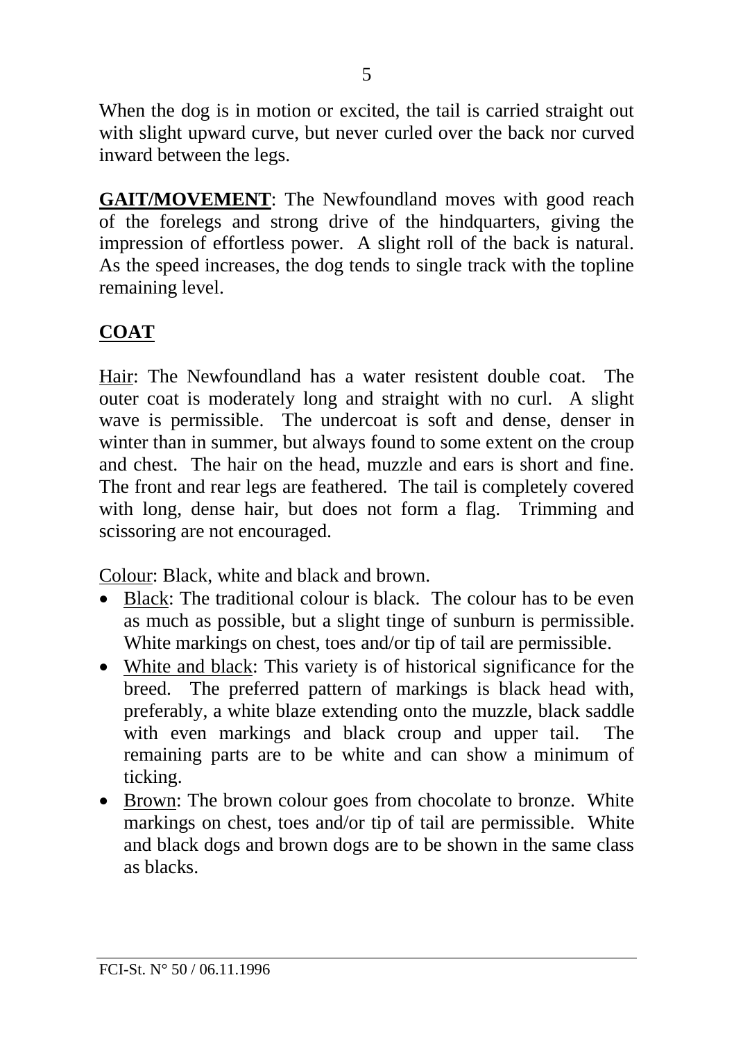When the dog is in motion or excited, the tail is carried straight out with slight upward curve, but never curled over the back nor curved inward between the legs.

**GAIT/MOVEMENT**: The Newfoundland moves with good reach of the forelegs and strong drive of the hindquarters, giving the impression of effortless power. A slight roll of the back is natural. As the speed increases, the dog tends to single track with the topline remaining level.

## COAT

Hair: The Newfoundland has a water resistent double coat. The outer coat is moderately long and straight with no curl. A slight wave is permissible. The undercoat is soft and dense, denser in winter than in summer, but always found to some extent on the croup and chest. The hair on the head, muzzle and ears is short and fine. The front and rear legs are feathered. The tail is completely covered with long, dense hair, but does not form a flag. Trimming and scissoring are not encouraged.

Colour: Black, white and black and brown.

- Black: The traditional colour is black. The colour has to be even as much as possible, but a slight tinge of sunburn is permissible. White markings on chest, toes and/or tip of tail are permissible.
- White and black: This variety is of historical significance for the breed. The preferred pattern of markings is black head with, preferably, a white blaze extending onto the muzzle, black saddle with even markings and black croup and upper tail. The remaining parts are to be white and can show a minimum of ticking.
- Brown: The brown colour goes from chocolate to bronze. White markings on chest, toes and/or tip of tail are permissible. White and black dogs and brown dogs are to be shown in the same class as blacks.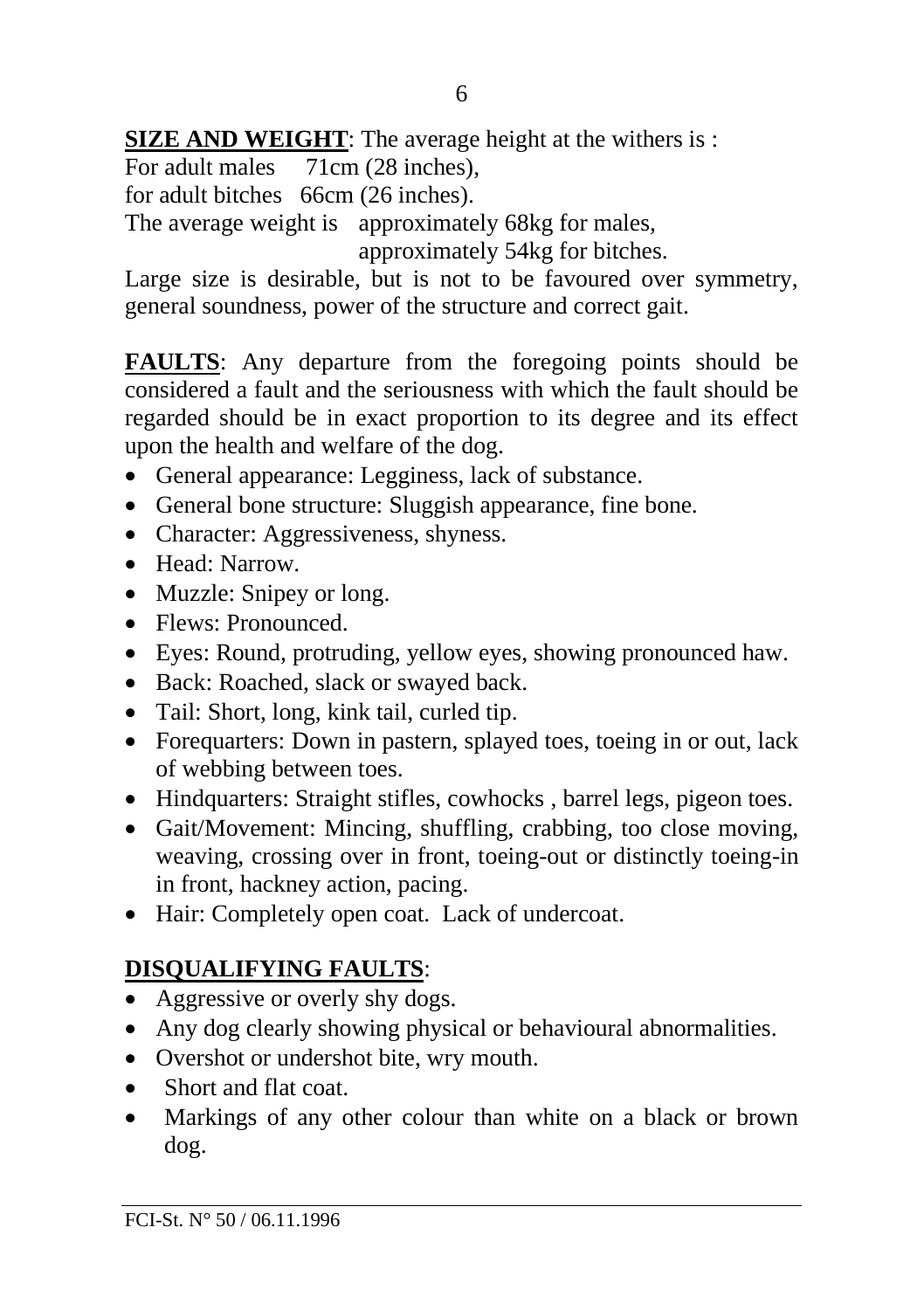**SIZE AND WEIGHT**: The average height at the withers is :
For adult males 71cm (28 inches),
for adult bitches 66cm (26 inches).
The average weight is approximately 68kg for males,
approximately 54kg for bitches.
Large size is desirable, but is not to be favoured over symmetry, general soundness, power of the structure and correct gait.

**FAULTS**: Any departure from the foregoing points should be considered a fault and the seriousness with which the fault should be regarded should be in exact proportion to its degree and its effect upon the health and welfare of the dog.

- General appearance: Legginess, lack of substance.
- General bone structure: Sluggish appearance, fine bone.
- Character: Aggressiveness, shyness.
- Head: Narrow.
- Muzzle: Snipey or long.
- Flews: Pronounced.
- Eyes: Round, protruding, yellow eyes, showing pronounced haw.
- Back: Roached, slack or swayed back.
- Tail: Short, long, kink tail, curled tip.
- Forequarters: Down in pastern, splayed toes, toeing in or out, lack of webbing between toes.
- Hindquarters: Straight stifles, cowhocks , barrel legs, pigeon toes.
- Gait/Movement: Mincing, shuffling, crabbing, too close moving, weaving, crossing over in front, toeing-out or distinctly toeing-in in front, hackney action, pacing.
- Hair: Completely open coat. Lack of undercoat.

**DISQUALIFYING FAULTS**:

- Aggressive or overly shy dogs.
- Any dog clearly showing physical or behavioural abnormalities.
- Overshot or undershot bite, wry mouth.
- Short and flat coat.
- Markings of any other colour than white on a black or brown dog.

FCI-St. N° 50 / 06.11.1996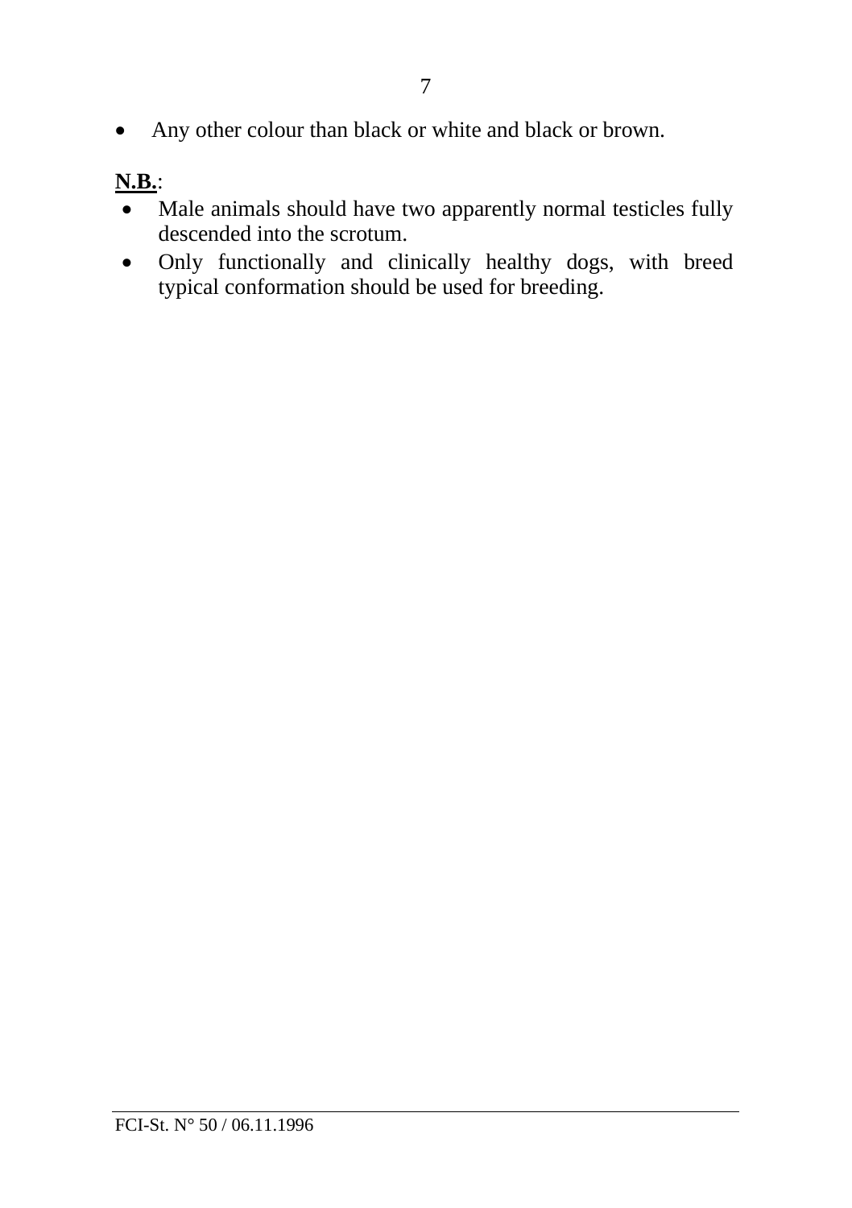- Any other colour than black or white and black or brown.

**N.B.**:
- Male animals should have two apparently normal testicles fully descended into the scrotum.
- Only functionally and clinically healthy dogs, with breed typical conformation should be used for breeding.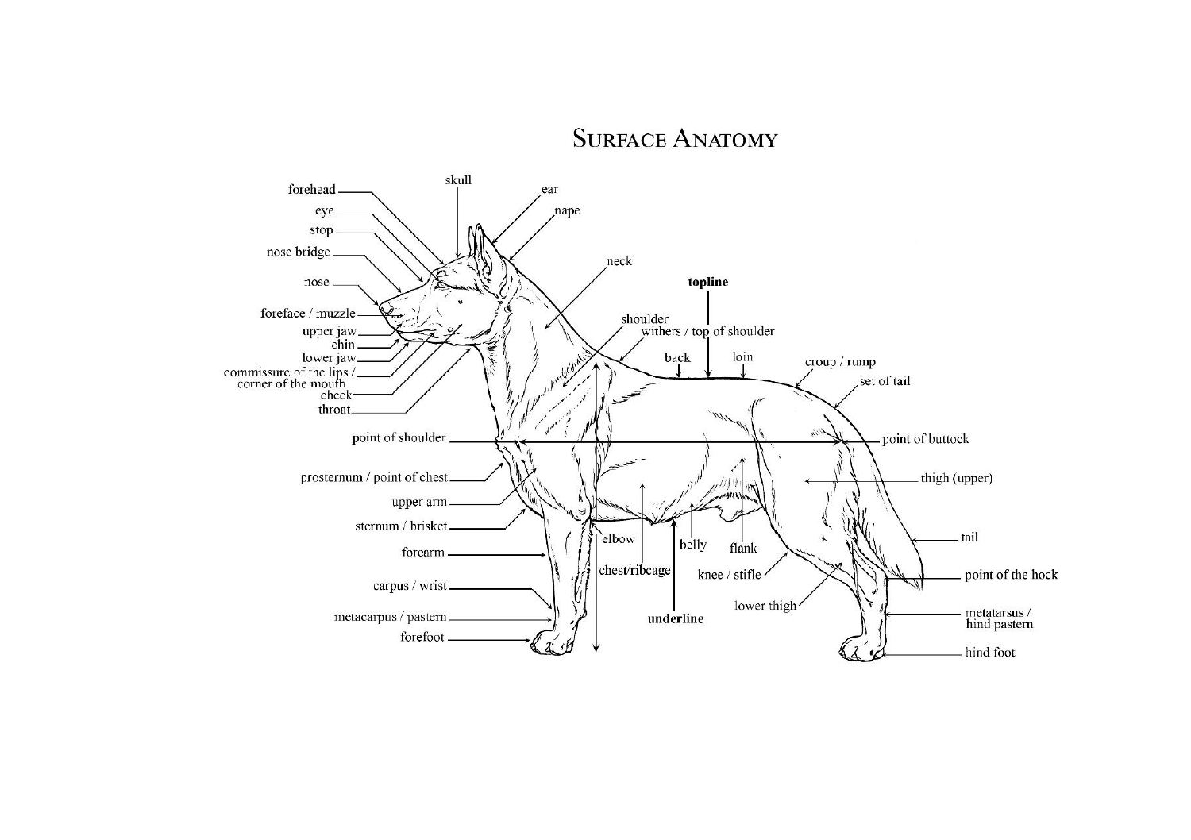# Surface Anatomy

forehead
eye
stop
nose bridge
nose
foreface / muzzle
upper jaw
chin
lower jaw
commissure of the lips / corner of the mouth
cheek
throat
skull
ear
nape
neck
topline
shoulder
withers / top of shoulder
back
loin
croup / rump
set of tail
point of shoulder
point of buttock
prosternum / point of chest
thigh (upper)
upper arm
sternum / brisket
elbow
belly
flank
tail
forearm
chest/ribcage
knee / stifle
point of the hock
carpus / wrist
lower thigh
underline
metacarpus / pastern
metatarsus / hind pastern
forefoot
hind foot